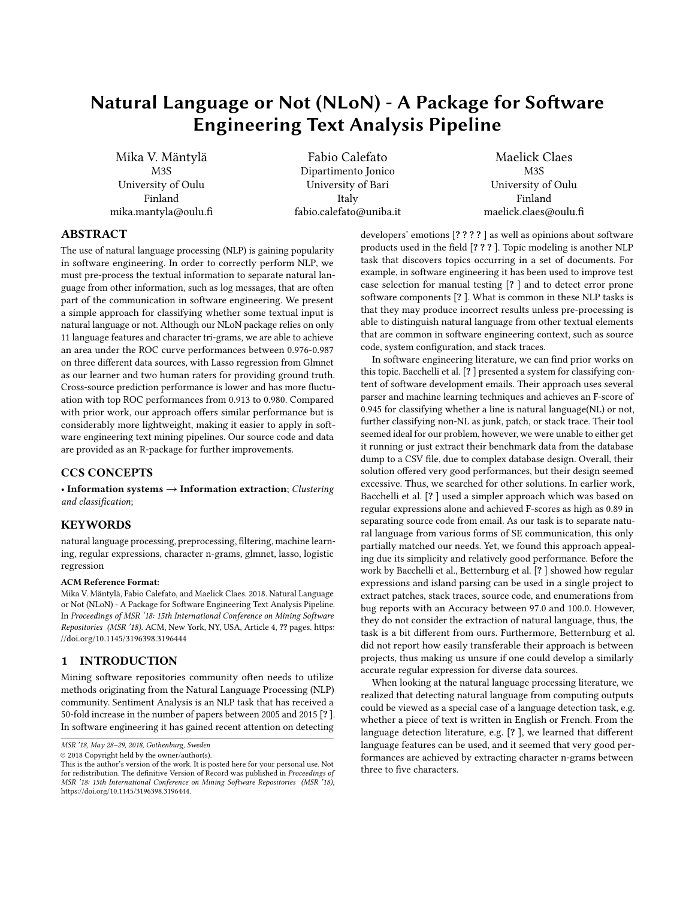# Natural Language or Not (NLoN) - A Package for Software Engineering Text Analysis Pipeline

Mika V. Mäntylä
M3S
University of Oulu
Finland
mika.mantyla@oulu.fi

Fabio Calefato
Dipartimento Jonico
University of Bari
Italy
fabio.calefato@uniba.it

Maelick Claes
M3S
University of Oulu
Finland
maelick.claes@oulu.fi

## ABSTRACT

The use of natural language processing (NLP) is gaining popularity in software engineering. In order to correctly perform NLP, we must pre-process the textual information to separate natural language from other information, such as log messages, that are often part of the communication in software engineering. We present a simple approach for classifying whether some textual input is natural language or not. Although our NLoN package relies on only 11 language features and character tri-grams, we are able to achieve an area under the ROC curve performances between 0.976-0.987 on three different data sources, with Lasso regression from Glmnet as our learner and two human raters for providing ground truth. Cross-source prediction performance is lower and has more fluctuation with top ROC performances from 0.913 to 0.980. Compared with prior work, our approach offers similar performance but is considerably more lightweight, making it easier to apply in software engineering text mining pipelines. Our source code and data are provided as an R-package for further improvements.

## CCS CONCEPTS

• **Information systems → Information extraction**; *Clustering and classification*;

## KEYWORDS

natural language processing, preprocessing, filtering, machine learning, regular expressions, character n-grams, glmnet, lasso, logistic regression

**ACM Reference Format:**
Mika V. Mäntylä, Fabio Calefato, and Maelick Claes. 2018. Natural Language or Not (NLoN) - A Package for Software Engineering Text Analysis Pipeline. In *Proceedings of MSR '18: 15th International Conference on Mining Software Repositories (MSR '18)*. ACM, New York, NY, USA, Article 4, **??** pages. https://doi.org/10.1145/3196398.3196444

## 1 INTRODUCTION

Mining software repositories community often needs to utilize methods originating from the Natural Language Processing (NLP) community. Sentiment Analysis is an NLP task that has received a 50-fold increase in the number of papers between 2005 and 2015 [**?** ]. In software engineering it has gained recent attention on detecting developers' emotions [**? ? ? ?** ] as well as opinions about software products used in the field [**? ? ?** ]. Topic modeling is another NLP task that discovers topics occurring in a set of documents. For example, in software engineering it has been used to improve test case selection for manual testing [**?** ] and to detect error prone software components [**?** ]. What is common in these NLP tasks is that they may produce incorrect results unless pre-processing is able to distinguish natural language from other textual elements that are common in software engineering context, such as source code, system configuration, and stack traces.

In software engineering literature, we can find prior works on this topic. Bacchelli et al. [**?** ] presented a system for classifying content of software development emails. Their approach uses several parser and machine learning techniques and achieves an F-score of 0.945 for classifying whether a line is natural language(NL) or not, further classifying non-NL as junk, patch, or stack trace. Their tool seemed ideal for our problem, however, we were unable to either get it running or just extract their benchmark data from the database dump to a CSV file, due to complex database design. Overall, their solution offered very good performances, but their design seemed excessive. Thus, we searched for other solutions. In earlier work, Bacchelli et al. [**?** ] used a simpler approach which was based on regular expressions alone and achieved F-scores as high as 0.89 in separating source code from email. As our task is to separate natural language from various forms of SE communication, this only partially matched our needs. Yet, we found this approach appealing due its simplicity and relatively good performance. Before the work by Bacchelli et al., Betternburg et al. [**?** ] showed how regular expressions and island parsing can be used in a single project to extract patches, stack traces, source code, and enumerations from bug reports with an Accuracy between 97.0 and 100.0. However, they do not consider the extraction of natural language, thus, the task is a bit different from ours. Furthermore, Betternburg et al. did not report how easily transferable their approach is between projects, thus making us unsure if one could develop a similarly accurate regular expression for diverse data sources.

When looking at the natural language processing literature, we realized that detecting natural language from computing outputs could be viewed as a special case of a language detection task, e.g. whether a piece of text is written in English or French. From the language detection literature, e.g. [**?** ], we learned that different language features can be used, and it seemed that very good performances are achieved by extracting character n-grams between three to five characters.

---

*MSR '18, May 28–29, 2018, Gothenburg, Sweden*
© 2018 Copyright held by the owner/author(s).
This is the author's version of the work. It is posted here for your personal use. Not for redistribution. The definitive Version of Record was published in *Proceedings of MSR '18: 15th International Conference on Mining Software Repositories (MSR '18)*, https://doi.org/10.1145/3196398.3196444.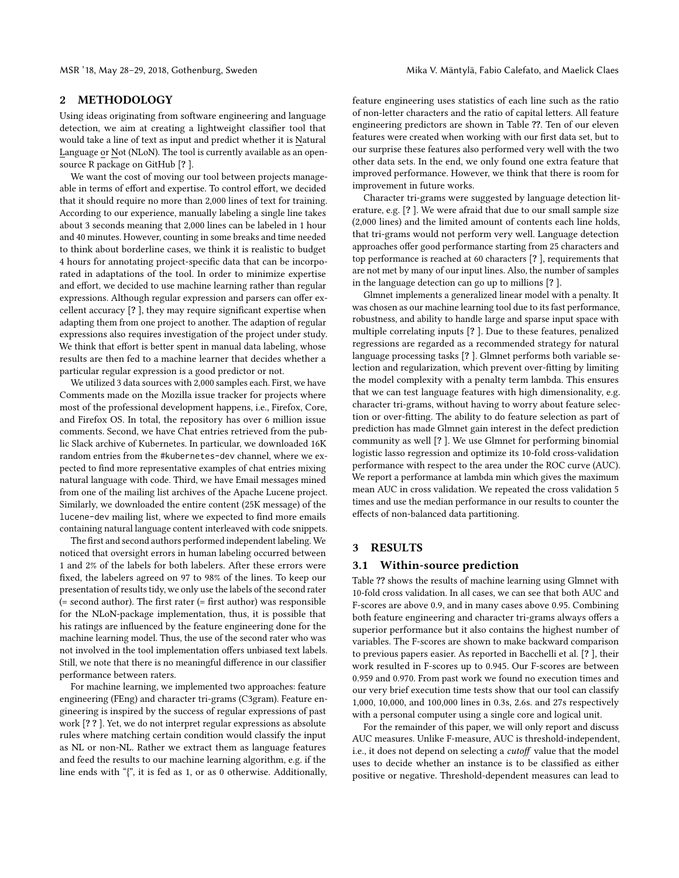## 2 METHODOLOGY

Using ideas originating from software engineering and language detection, we aim at creating a lightweight classifier tool that would take a line of text as input and predict whether it is Natural Language or Not (NLoN). The tool is currently available as an open-source R package on GitHub [? ].

We want the cost of moving our tool between projects manageable in terms of effort and expertise. To control effort, we decided that it should require no more than 2,000 lines of text for training. According to our experience, manually labeling a single line takes about 3 seconds meaning that 2,000 lines can be labeled in 1 hour and 40 minutes. However, counting in some breaks and time needed to think about borderline cases, we think it is realistic to budget 4 hours for annotating project-specific data that can be incorporated in adaptations of the tool. In order to minimize expertise and effort, we decided to use machine learning rather than regular expressions. Although regular expression and parsers can offer excellent accuracy [? ], they may require significant expertise when adapting them from one project to another. The adaption of regular expressions also requires investigation of the project under study. We think that effort is better spent in manual data labeling, whose results are then fed to a machine learner that decides whether a particular regular expression is a good predictor or not.

We utilized 3 data sources with 2,000 samples each. First, we have Comments made on the Mozilla issue tracker for projects where most of the professional development happens, i.e., Firefox, Core, and Firefox OS. In total, the repository has over 6 million issue comments. Second, we have Chat entries retrieved from the public Slack archive of Kubernetes. In particular, we downloaded 16K random entries from the `#kubernetes-dev` channel, where we expected to find more representative examples of chat entries mixing natural language with code. Third, we have Email messages mined from one of the mailing list archives of the Apache Lucene project. Similarly, we downloaded the entire content (25K message) of the `lucene-dev` mailing list, where we expected to find more emails containing natural language content interleaved with code snippets.

The first and second authors performed independent labeling. We noticed that oversight errors in human labeling occurred between 1 and 2% of the labels for both labelers. After these errors were fixed, the labelers agreed on 97 to 98% of the lines. To keep our presentation of results tidy, we only use the labels of the second rater (= second author). The first rater (= first author) was responsible for the NLoN-package implementation, thus, it is possible that his ratings are influenced by the feature engineering done for the machine learning model. Thus, the use of the second rater who was not involved in the tool implementation offers unbiased text labels. Still, we note that there is no meaningful difference in our classifier performance between raters.

For machine learning, we implemented two approaches: feature engineering (FEng) and character tri-grams (C3gram). Feature engineering is inspired by the success of regular expressions of past work [? ? ]. Yet, we do not interpret regular expressions as absolute rules where matching certain condition would classify the input as NL or non-NL. Rather we extract them as language features and feed the results to our machine learning algorithm, e.g. if the line ends with "{", it is fed as 1, or as 0 otherwise. Additionally, feature engineering uses statistics of each line such as the ratio of non-letter characters and the ratio of capital letters. All feature engineering predictors are shown in Table ??. Ten of our eleven features were created when working with our first data set, but to our surprise these features also performed very well with the two other data sets. In the end, we only found one extra feature that improved performance. However, we think that there is room for improvement in future works.

Character tri-grams were suggested by language detection literature, e.g. [? ]. We were afraid that due to our small sample size (2,000 lines) and the limited amount of contents each line holds, that tri-grams would not perform very well. Language detection approaches offer good performance starting from 25 characters and top performance is reached at 60 characters [? ], requirements that are not met by many of our input lines. Also, the number of samples in the language detection can go up to millions [? ].

Glmnet implements a generalized linear model with a penalty. It was chosen as our machine learning tool due to its fast performance, robustness, and ability to handle large and sparse input space with multiple correlating inputs [? ]. Due to these features, penalized regressions are regarded as a recommended strategy for natural language processing tasks [? ]. Glmnet performs both variable selection and regularization, which prevent over-fitting by limiting the model complexity with a penalty term lambda. This ensures that we can test language features with high dimensionality, e.g. character tri-grams, without having to worry about feature selection or over-fitting. The ability to do feature selection as part of prediction has made Glmnet gain interest in the defect prediction community as well [? ]. We use Glmnet for performing binomial logistic lasso regression and optimize its 10-fold cross-validation performance with respect to the area under the ROC curve (AUC). We report a performance at lambda min which gives the maximum mean AUC in cross validation. We repeated the cross validation 5 times and use the median performance in our results to counter the effects of non-balanced data partitioning.

## 3 RESULTS

### 3.1 Within-source prediction

Table ?? shows the results of machine learning using Glmnet with 10-fold cross validation. In all cases, we can see that both AUC and F-scores are above 0.9, and in many cases above 0.95. Combining both feature engineering and character tri-grams always offers a superior performance but it also contains the highest number of variables. The F-scores are shown to make backward comparison to previous papers easier. As reported in Bacchelli et al. [? ], their work resulted in F-scores up to 0.945. Our F-scores are between 0.959 and 0.970. From past work we found no execution times and our very brief execution time tests show that our tool can classify 1,000, 10,000, and 100,000 lines in 0.3s, 2.6s. and 27s respectively with a personal computer using a single core and logical unit.

For the remainder of this paper, we will only report and discuss AUC measures. Unlike F-measure, AUC is threshold-independent, i.e., it does not depend on selecting a *cutoff* value that the model uses to decide whether an instance is to be classified as either positive or negative. Threshold-dependent measures can lead to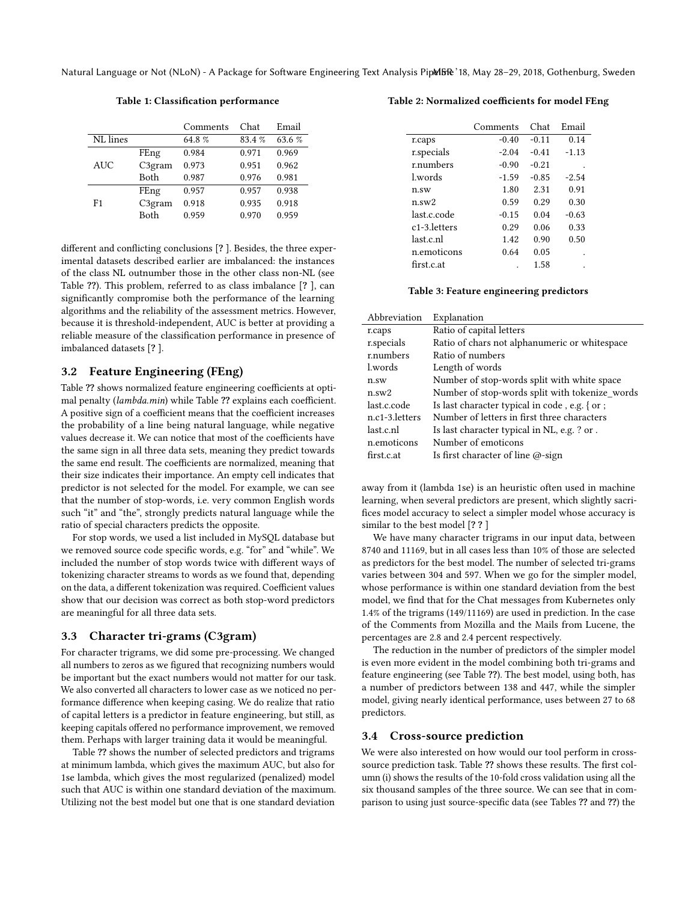**Table 1: Classification performance**

| | | Comments | Chat | Email |
|---|---|---|---|---|
| NL lines | | 64.8 % | 83.4 % | 63.6 % |
| AUC | FEng | 0.984 | 0.971 | 0.969 |
| | C3gram | 0.973 | 0.951 | 0.962 |
| | Both | 0.987 | 0.976 | 0.981 |
| F1 | FEng | 0.957 | 0.957 | 0.938 |
| | C3gram | 0.918 | 0.935 | 0.918 |
| | Both | 0.959 | 0.970 | 0.959 |

different and conflicting conclusions [? ]. Besides, the three experimental datasets described earlier are imbalanced: the instances of the class NL outnumber those in the other class non-NL (see Table ??). This problem, referred to as class imbalance [? ], can significantly compromise both the performance of the learning algorithms and the reliability of the assessment metrics. However, because it is threshold-independent, AUC is better at providing a reliable measure of the classification performance in presence of imbalanced datasets [? ].

## 3.2 Feature Engineering (FEng)

Table ?? shows normalized feature engineering coefficients at optimal penalty (*lambda.min*) while Table ?? explains each coefficient. A positive sign of a coefficient means that the coefficient increases the probability of a line being natural language, while negative values decrease it. We can notice that most of the coefficients have the same sign in all three data sets, meaning they predict towards the same end result. The coefficients are normalized, meaning that their size indicates their importance. An empty cell indicates that predictor is not selected for the model. For example, we can see that the number of stop-words, i.e. very common English words such "it" and "the", strongly predicts natural language while the ratio of special characters predicts the opposite.

For stop words, we used a list included in MySQL database but we removed source code specific words, e.g. "for" and "while". We included the number of stop words twice with different ways of tokenizing character streams to words as we found that, depending on the data, a different tokenization was required. Coefficient values show that our decision was correct as both stop-word predictors are meaningful for all three data sets.

## 3.3 Character tri-grams (C3gram)

For character trigrams, we did some pre-processing. We changed all numbers to zeros as we figured that recognizing numbers would be important but the exact numbers would not matter for our task. We also converted all characters to lower case as we noticed no performance difference when keeping casing. We do realize that ratio of capital letters is a predictor in feature engineering, but still, as keeping capitals offered no performance improvement, we removed them. Perhaps with larger training data it would be meaningful.

Table ?? shows the number of selected predictors and trigrams at minimum lambda, which gives the maximum AUC, but also for 1se lambda, which gives the most regularized (penalized) model such that AUC is within one standard deviation of the maximum. Utilizing not the best model but one that is one standard deviation

**Table 2: Normalized coefficients for model FEng**

| | Comments | Chat | Email |
|---|---|---|---|
| r.caps | -0.40 | -0.11 | 0.14 |
| r.specials | -2.04 | -0.41 | -1.13 |
| r.numbers | -0.90 | -0.21 | . |
| l.words | -1.59 | -0.85 | -2.54 |
| n.sw | 1.80 | 2.31 | 0.91 |
| n.sw2 | 0.59 | 0.29 | 0.30 |
| last.c.code | -0.15 | 0.04 | -0.63 |
| c1-3.letters | 0.29 | 0.06 | 0.33 |
| last.c.nl | 1.42 | 0.90 | 0.50 |
| n.emoticons | 0.64 | 0.05 | . |
| first.c.at | . | 1.58 | . |

**Table 3: Feature engineering predictors**

| Abbreviation | Explanation |
|---|---|
| r.caps | Ratio of capital letters |
| r.specials | Ratio of chars not alphanumeric or whitespace |
| r.numbers | Ratio of numbers |
| l.words | Length of words |
| n.sw | Number of stop-words split with white space |
| n.sw2 | Number of stop-words split with tokenize_words |
| last.c.code | Is last character typical in code , e.g. { or ; |
| n.c1-3.letters | Number of letters in first three characters |
| last.c.nl | Is last character typical in NL, e.g. ? or . |
| n.emoticons | Number of emoticons |
| first.c.at | Is first character of line @-sign |

away from it (lambda 1se) is an heuristic often used in machine learning, when several predictors are present, which slightly sacrifices model accuracy to select a simpler model whose accuracy is similar to the best model [? ? ]

We have many character trigrams in our input data, between 8740 and 11169, but in all cases less than 10% of those are selected as predictors for the best model. The number of selected tri-grams varies between 304 and 597. When we go for the simpler model, whose performance is within one standard deviation from the best model, we find that for the Chat messages from Kubernetes only 1.4% of the trigrams (149/11169) are used in prediction. In the case of the Comments from Mozilla and the Mails from Lucene, the percentages are 2.8 and 2.4 percent respectively.

The reduction in the number of predictors of the simpler model is even more evident in the model combining both tri-grams and feature engineering (see Table ??). The best model, using both, has a number of predictors between 138 and 447, while the simpler model, giving nearly identical performance, uses between 27 to 68 predictors.

## 3.4 Cross-source prediction

We were also interested on how would our tool perform in cross-source prediction task. Table ?? shows these results. The first column (i) shows the results of the 10-fold cross validation using all the six thousand samples of the three source. We can see that in comparison to using just source-specific data (see Tables ?? and ??) the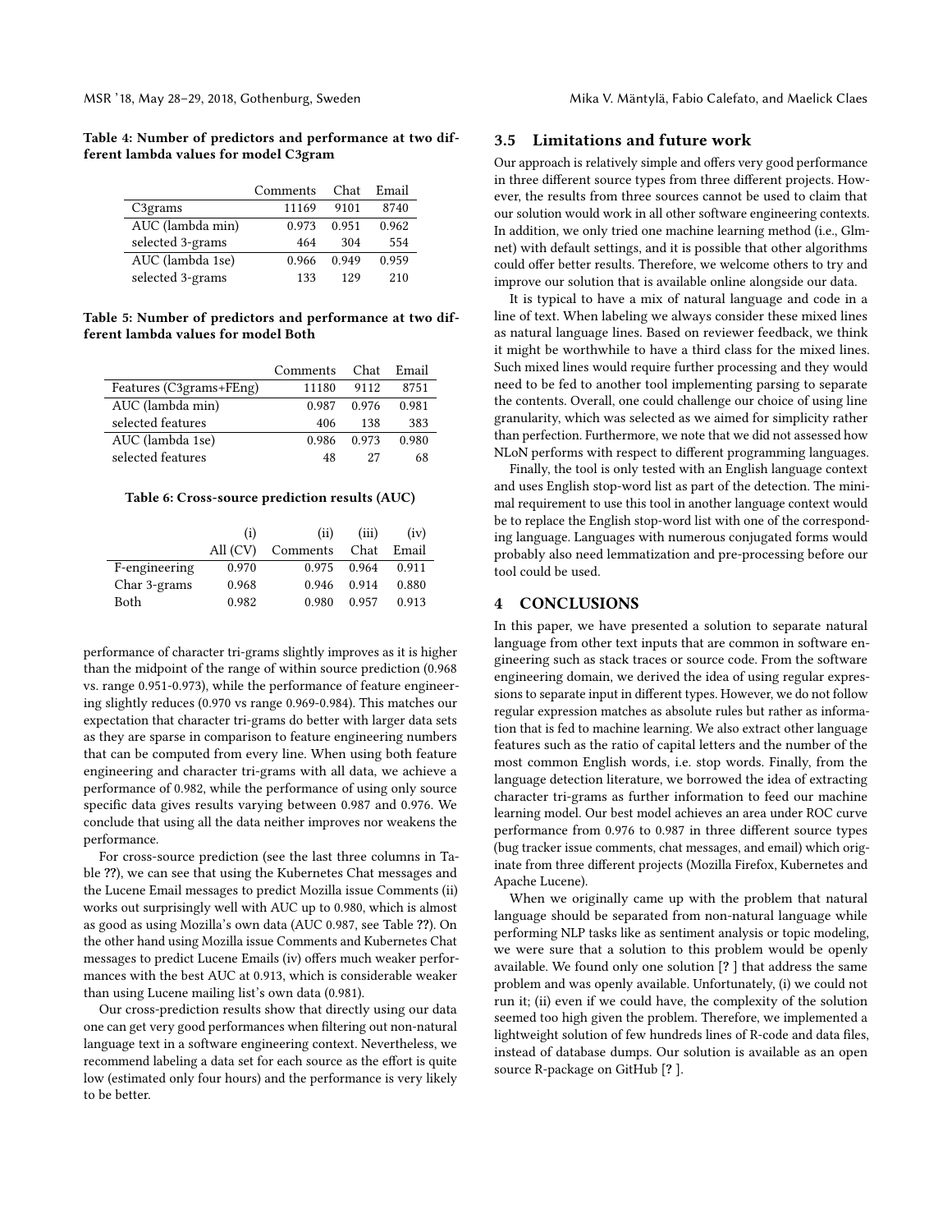**Table 4: Number of predictors and performance at two different lambda values for model C3gram**

| | Comments | Chat | Email |
|---|---|---|---|
| C3grams | 11169 | 9101 | 8740 |
| AUC (lambda min) | 0.973 | 0.951 | 0.962 |
| selected 3-grams | 464 | 304 | 554 |
| AUC (lambda 1se) | 0.966 | 0.949 | 0.959 |
| selected 3-grams | 133 | 129 | 210 |

**Table 5: Number of predictors and performance at two different lambda values for model Both**

| | Comments | Chat | Email |
|---|---|---|---|
| Features (C3grams+FEng) | 11180 | 9112 | 8751 |
| AUC (lambda min) | 0.987 | 0.976 | 0.981 |
| selected features | 406 | 138 | 383 |
| AUC (lambda 1se) | 0.986 | 0.973 | 0.980 |
| selected features | 48 | 27 | 68 |

**Table 6: Cross-source prediction results (AUC)**

| | (i) | (ii) | (iii) | (iv) |
|---|---|---|---|---|
| | All (CV) | Comments | Chat | Email |
| F-engineering | 0.970 | 0.975 | 0.964 | 0.911 |
| Char 3-grams | 0.968 | 0.946 | 0.914 | 0.880 |
| Both | 0.982 | 0.980 | 0.957 | 0.913 |

performance of character tri-grams slightly improves as it is higher than the midpoint of the range of within source prediction (0.968 vs. range 0.951-0.973), while the performance of feature engineering slightly reduces (0.970 vs range 0.969-0.984). This matches our expectation that character tri-grams do better with larger data sets as they are sparse in comparison to feature engineering numbers that can be computed from every line. When using both feature engineering and character tri-grams with all data, we achieve a performance of 0.982, while the performance of using only source specific data gives results varying between 0.987 and 0.976. We conclude that using all the data neither improves nor weakens the performance.

For cross-source prediction (see the last three columns in Table ??), we can see that using the Kubernetes Chat messages and the Lucene Email messages to predict Mozilla issue Comments (ii) works out surprisingly well with AUC up to 0.980, which is almost as good as using Mozilla's own data (AUC 0.987, see Table ??). On the other hand using Mozilla issue Comments and Kubernetes Chat messages to predict Lucene Emails (iv) offers much weaker performances with the best AUC at 0.913, which is considerable weaker than using Lucene mailing list's own data (0.981).

Our cross-prediction results show that directly using our data one can get very good performances when filtering out non-natural language text in a software engineering context. Nevertheless, we recommend labeling a data set for each source as the effort is quite low (estimated only four hours) and the performance is very likely to be better.

## 3.5 Limitations and future work

Our approach is relatively simple and offers very good performance in three different source types from three different projects. However, the results from three sources cannot be used to claim that our solution would work in all other software engineering contexts. In addition, we only tried one machine learning method (i.e., Glmnet) with default settings, and it is possible that other algorithms could offer better results. Therefore, we welcome others to try and improve our solution that is available online alongside our data.

It is typical to have a mix of natural language and code in a line of text. When labeling we always consider these mixed lines as natural language lines. Based on reviewer feedback, we think it might be worthwhile to have a third class for the mixed lines. Such mixed lines would require further processing and they would need to be fed to another tool implementing parsing to separate the contents. Overall, one could challenge our choice of using line granularity, which was selected as we aimed for simplicity rather than perfection. Furthermore, we note that we did not assessed how NLoN performs with respect to different programming languages.

Finally, the tool is only tested with an English language context and uses English stop-word list as part of the detection. The minimal requirement to use this tool in another language context would be to replace the English stop-word list with one of the corresponding language. Languages with numerous conjugated forms would probably also need lemmatization and pre-processing before our tool could be used.

# 4 CONCLUSIONS

In this paper, we have presented a solution to separate natural language from other text inputs that are common in software engineering such as stack traces or source code. From the software engineering domain, we derived the idea of using regular expressions to separate input in different types. However, we do not follow regular expression matches as absolute rules but rather as information that is fed to machine learning. We also extract other language features such as the ratio of capital letters and the number of the most common English words, i.e. stop words. Finally, from the language detection literature, we borrowed the idea of extracting character tri-grams as further information to feed our machine learning model. Our best model achieves an area under ROC curve performance from 0.976 to 0.987 in three different source types (bug tracker issue comments, chat messages, and email) which originate from three different projects (Mozilla Firefox, Kubernetes and Apache Lucene).

When we originally came up with the problem that natural language should be separated from non-natural language while performing NLP tasks like as sentiment analysis or topic modeling, we were sure that a solution to this problem would be openly available. We found only one solution [? ] that address the same problem and was openly available. Unfortunately, (i) we could not run it; (ii) even if we could have, the complexity of the solution seemed too high given the problem. Therefore, we implemented a lightweight solution of few hundreds lines of R-code and data files, instead of database dumps. Our solution is available as an open source R-package on GitHub [? ].